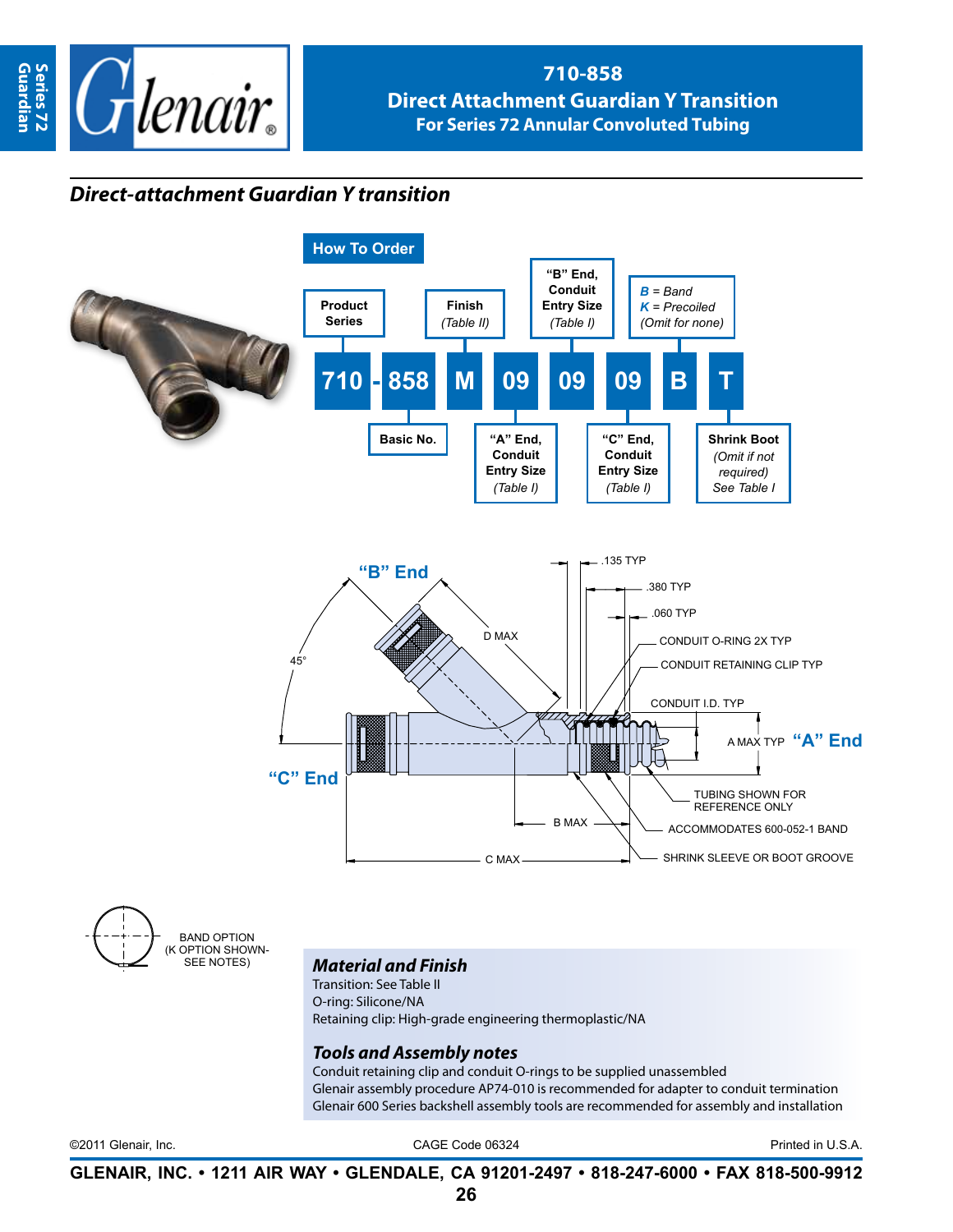# 710-858
## Direct Attachment Guardian Y Transition
### For Series 72 Annular Convoluted Tubing

## *Direct-attachment Guardian Y transition*

### How To Order

| 710 | - | 858 | M | 09 | 09 | 09 | B | T |
|---|---|---|---|---|---|---|---|---|
| Product Series | | Basic No. | Finish (Table II) | "A" End, Conduit Entry Size (Table I) | "B" End, Conduit Entry Size (Table I) | "C" End, Conduit Entry Size (Table I) | *B* = Band, *K* = Precoiled (Omit for none) | Shrink Boot (Omit if not required) See Table I |

"B" End

"C" End

"A" End

.135 TYP

.380 TYP

.060 TYP

CONDUIT O-RING 2X TYP

CONDUIT RETAINING CLIP TYP

CONDUIT I.D. TYP

A MAX TYP

D MAX

45°

TUBING SHOWN FOR REFERENCE ONLY

B MAX

ACCOMMODATES 600-052-1 BAND

C MAX

SHRINK SLEEVE OR BOOT GROOVE

BAND OPTION (K OPTION SHOWN- SEE NOTES)

### *Material and Finish*

Transition: See Table II
O-ring: Silicone/NA
Retaining clip: High-grade engineering thermoplastic/NA

### *Tools and Assembly notes*

Conduit retaining clip and conduit O-rings to be supplied unassembled
Glenair assembly procedure AP74-010 is recommended for adapter to conduit termination
Glenair 600 Series backshell assembly tools are recommended for assembly and installation

©2011 Glenair, Inc. CAGE Code 06324 Printed in U.S.A.

**GLENAIR, INC. • 1211 AIR WAY • GLENDALE, CA 91201-2497 • 818-247-6000 • FAX 818-500-9912**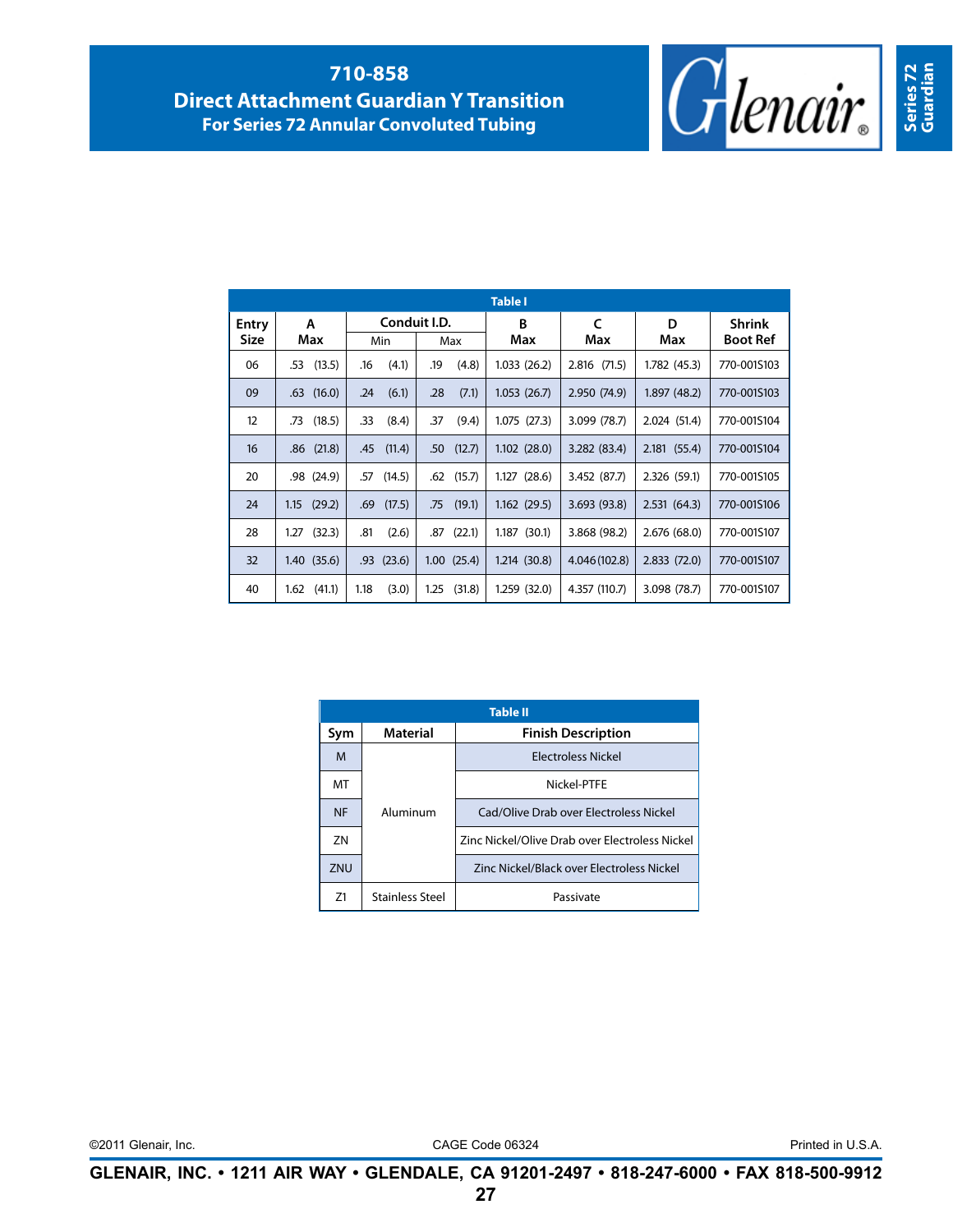# 710-858
## Direct Attachment Guardian Y Transition
### For Series 72 Annular Convoluted Tubing

**Table I**

| Entry Size | A Max | Conduit I.D. | | B Max | C Max | D Max | Shrink Boot Ref |
|---|---|---|---|---|---|---|---|
| | | Min | Max | | | | |
| 06 | .53 (13.5) | .16 (4.1) | .19 (4.8) | 1.033 (26.2) | 2.816 (71.5) | 1.782 (45.3) | 770-001S103 |
| 09 | .63 (16.0) | .24 (6.1) | .28 (7.1) | 1.053 (26.7) | 2.950 (74.9) | 1.897 (48.2) | 770-001S103 |
| 12 | .73 (18.5) | .33 (8.4) | .37 (9.4) | 1.075 (27.3) | 3.099 (78.7) | 2.024 (51.4) | 770-001S104 |
| 16 | .86 (21.8) | .45 (11.4) | .50 (12.7) | 1.102 (28.0) | 3.282 (83.4) | 2.181 (55.4) | 770-001S104 |
| 20 | .98 (24.9) | .57 (14.5) | .62 (15.7) | 1.127 (28.6) | 3.452 (87.7) | 2.326 (59.1) | 770-001S105 |
| 24 | 1.15 (29.2) | .69 (17.5) | .75 (19.1) | 1.162 (29.5) | 3.693 (93.8) | 2.531 (64.3) | 770-001S106 |
| 28 | 1.27 (32.3) | .81 (2.6) | .87 (22.1) | 1.187 (30.1) | 3.868 (98.2) | 2.676 (68.0) | 770-001S107 |
| 32 | 1.40 (35.6) | .93 (23.6) | 1.00 (25.4) | 1.214 (30.8) | 4.046 (102.8) | 2.833 (72.0) | 770-001S107 |
| 40 | 1.62 (41.1) | 1.18 (3.0) | 1.25 (31.8) | 1.259 (32.0) | 4.357 (110.7) | 3.098 (78.7) | 770-001S107 |

**Table II**

| Sym | Material | Finish Description |
|---|---|---|
| M | Aluminum | Electroless Nickel |
| MT | | Nickel-PTFE |
| NF | | Cad/Olive Drab over Electroless Nickel |
| ZN | | Zinc Nickel/Olive Drab over Electroless Nickel |
| ZNU | | Zinc Nickel/Black over Electroless Nickel |
| Z1 | Stainless Steel | Passivate |

©2011 Glenair, Inc. CAGE Code 06324 Printed in U.S.A.

**GLENAIR, INC. • 1211 AIR WAY • GLENDALE, CA 91201-2497 • 818-247-6000 • FAX 818-500-9912**